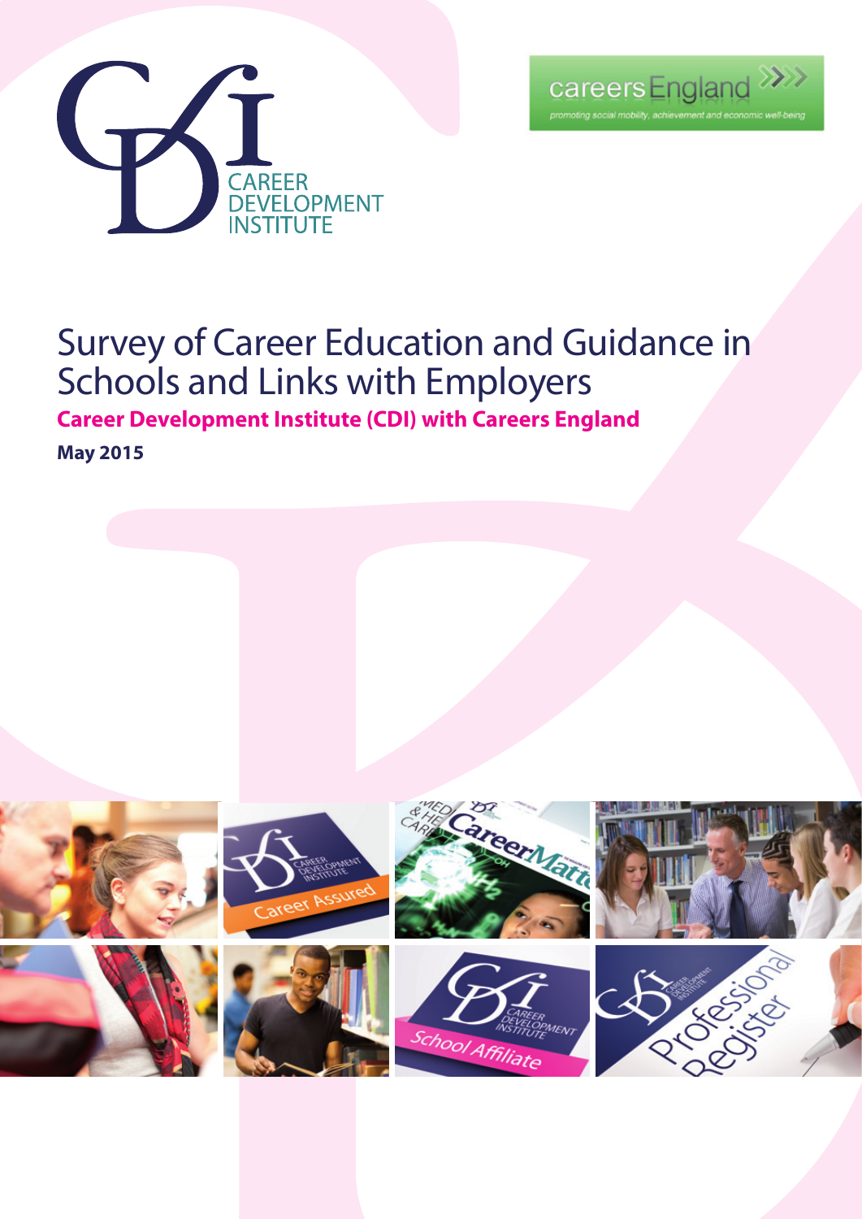CAREER DEVELOPMENT INSTITUTE

careers England
promoting social mobility, achievement and economic well-being

# Survey of Career Education and Guidance in Schools and Links with Employers

**Career Development Institute (CDI) with Careers England**

**May 2015**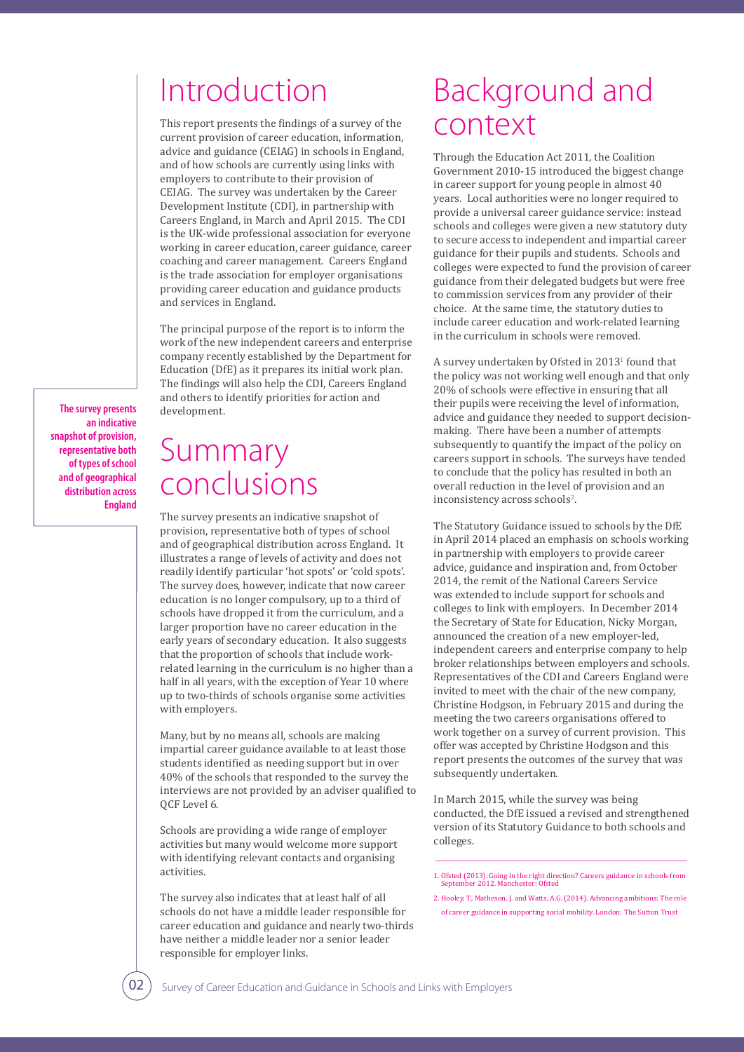# Introduction

This report presents the findings of a survey of the current provision of career education, information, advice and guidance (CEIAG) in schools in England, and of how schools are currently using links with employers to contribute to their provision of CEIAG. The survey was undertaken by the Career Development Institute (CDI), in partnership with Careers England, in March and April 2015. The CDI is the UK-wide professional association for everyone working in career education, career guidance, career coaching and career management. Careers England is the trade association for employer organisations providing career education and guidance products and services in England.

The principal purpose of the report is to inform the work of the new independent careers and enterprise company recently established by the Department for Education (DfE) as it prepares its initial work plan. The findings will also help the CDI, Careers England and others to identify priorities for action and development.

**The survey presents an indicative snapshot of provision, representative both of types of school and of geographical distribution across England**

# Summary conclusions

The survey presents an indicative snapshot of provision, representative both of types of school and of geographical distribution across England. It illustrates a range of levels of activity and does not readily identify particular 'hot spots' or 'cold spots'. The survey does, however, indicate that now career education is no longer compulsory, up to a third of schools have dropped it from the curriculum, and a larger proportion have no career education in the early years of secondary education. It also suggests that the proportion of schools that include work-related learning in the curriculum is no higher than a half in all years, with the exception of Year 10 where up to two-thirds of schools organise some activities with employers.

Many, but by no means all, schools are making impartial career guidance available to at least those students identified as needing support but in over 40% of the schools that responded to the survey the interviews are not provided by an adviser qualified to QCF Level 6.

Schools are providing a wide range of employer activities but many would welcome more support with identifying relevant contacts and organising activities.

The survey also indicates that at least half of all schools do not have a middle leader responsible for career education and guidance and nearly two-thirds have neither a middle leader nor a senior leader responsible for employer links.

# Background and context

Through the Education Act 2011, the Coalition Government 2010-15 introduced the biggest change in career support for young people in almost 40 years. Local authorities were no longer required to provide a universal career guidance service: instead schools and colleges were given a new statutory duty to secure access to independent and impartial career guidance for their pupils and students. Schools and colleges were expected to fund the provision of career guidance from their delegated budgets but were free to commission services from any provider of their choice. At the same time, the statutory duties to include career education and work-related learning in the curriculum in schools were removed.

A survey undertaken by Ofsted in 2013[1] found that the policy was not working well enough and that only 20% of schools were effective in ensuring that all their pupils were receiving the level of information, advice and guidance they needed to support decision-making. There have been a number of attempts subsequently to quantify the impact of the policy on careers support in schools. The surveys have tended to conclude that the policy has resulted in both an overall reduction in the level of provision and an inconsistency across schools[2].

The Statutory Guidance issued to schools by the DfE in April 2014 placed an emphasis on schools working in partnership with employers to provide career advice, guidance and inspiration and, from October 2014, the remit of the National Careers Service was extended to include support for schools and colleges to link with employers. In December 2014 the Secretary of State for Education, Nicky Morgan, announced the creation of a new employer-led, independent careers and enterprise company to help broker relationships between employers and schools. Representatives of the CDI and Careers England were invited to meet with the chair of the new company, Christine Hodgson, in February 2015 and during the meeting the two careers organisations offered to work together on a survey of current provision. This offer was accepted by Christine Hodgson and this report presents the outcomes of the survey that was subsequently undertaken.

In March 2015, while the survey was being conducted, the DfE issued a revised and strengthened version of its Statutory Guidance to both schools and colleges.

1. Ofsted (2013). Going in the right direction? Careers guidance in schools from September 2012. Manchester: Ofsted
2. Hooley, T., Matheson, J. and Watts, A.G. (2014). Advancing ambitions: The role of career guidance in supporting social mobility. London: The Sutton Trust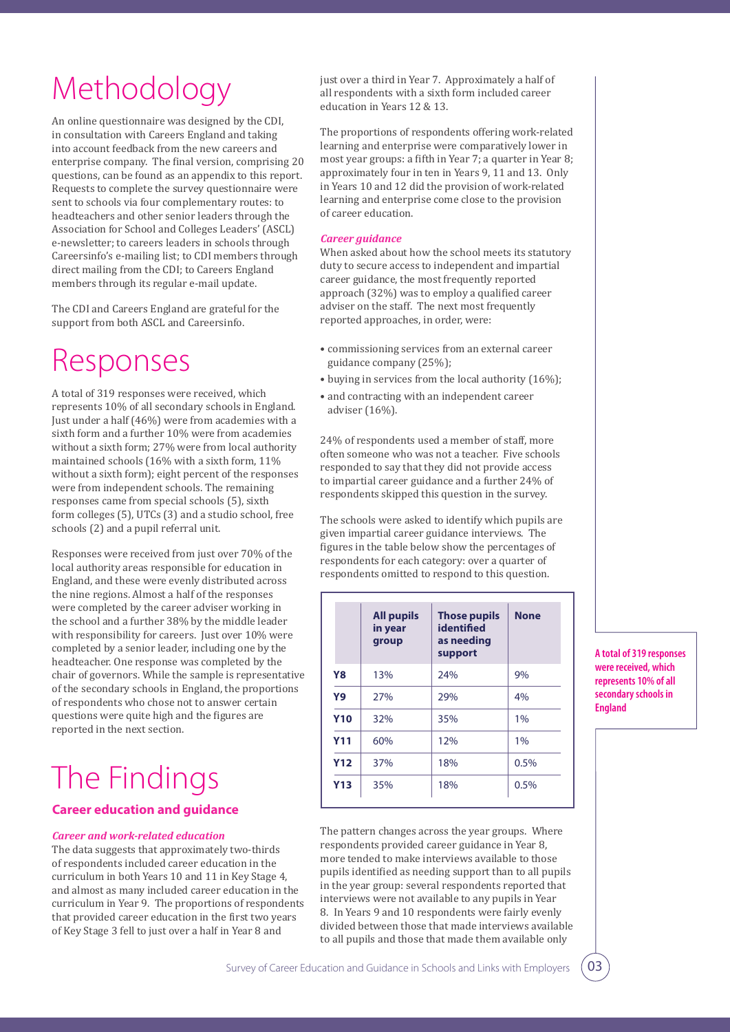# Methodology

An online questionnaire was designed by the CDI, in consultation with Careers England and taking into account feedback from the new careers and enterprise company. The final version, comprising 20 questions, can be found as an appendix to this report. Requests to complete the survey questionnaire were sent to schools via four complementary routes: to headteachers and other senior leaders through the Association for School and Colleges Leaders' (ASCL) e-newsletter; to careers leaders in schools through Careersinfo's e-mailing list; to CDI members through direct mailing from the CDI; to Careers England members through its regular e-mail update.

The CDI and Careers England are grateful for the support from both ASCL and Careersinfo.

# Responses

A total of 319 responses were received, which represents 10% of all secondary schools in England. Just under a half (46%) were from academies with a sixth form and a further 10% were from academies without a sixth form; 27% were from local authority maintained schools (16% with a sixth form, 11% without a sixth form); eight percent of the responses were from independent schools. The remaining responses came from special schools (5), sixth form colleges (5), UTCs (3) and a studio school, free schools (2) and a pupil referral unit.

Responses were received from just over 70% of the local authority areas responsible for education in England, and these were evenly distributed across the nine regions. Almost a half of the responses were completed by the career adviser working in the school and a further 38% by the middle leader with responsibility for careers. Just over 10% were completed by a senior leader, including one by the headteacher. One response was completed by the chair of governors. While the sample is representative of the secondary schools in England, the proportions of respondents who chose not to answer certain questions were quite high and the figures are reported in the next section.

# The Findings

## Career education and guidance

### *Career and work-related education*

The data suggests that approximately two-thirds of respondents included career education in the curriculum in both Years 10 and 11 in Key Stage 4, and almost as many included career education in the curriculum in Year 9. The proportions of respondents that provided career education in the first two years of Key Stage 3 fell to just over a half in Year 8 and just over a third in Year 7. Approximately a half of all respondents with a sixth form included career education in Years 12 & 13.

The proportions of respondents offering work-related learning and enterprise were comparatively lower in most year groups: a fifth in Year 7; a quarter in Year 8; approximately four in ten in Years 9, 11 and 13. Only in Years 10 and 12 did the provision of work-related learning and enterprise come close to the provision of career education.

### *Career guidance*

When asked about how the school meets its statutory duty to secure access to independent and impartial career guidance, the most frequently reported approach (32%) was to employ a qualified career adviser on the staff. The next most frequently reported approaches, in order, were:

- commissioning services from an external career guidance company (25%);
- buying in services from the local authority (16%);
- and contracting with an independent career adviser (16%).

24% of respondents used a member of staff, more often someone who was not a teacher. Five schools responded to say that they did not provide access to impartial career guidance and a further 24% of respondents skipped this question in the survey.

The schools were asked to identify which pupils are given impartial career guidance interviews. The figures in the table below show the percentages of respondents for each category: over a quarter of respondents omitted to respond to this question.

| | All pupils in year group | Those pupils identified as needing support | None |
|---|---|---|---|
| Y8 | 13% | 24% | 9% |
| Y9 | 27% | 29% | 4% |
| Y10 | 32% | 35% | 1% |
| Y11 | 60% | 12% | 1% |
| Y12 | 37% | 18% | 0.5% |
| Y13 | 35% | 18% | 0.5% |

The pattern changes across the year groups. Where respondents provided career guidance in Year 8, more tended to make interviews available to those pupils identified as needing support than to all pupils in the year group: several respondents reported that interviews were not available to any pupils in Year 8. In Years 9 and 10 respondents were fairly evenly divided between those that made interviews available to all pupils and those that made them available only

**A total of 319 responses were received, which represents 10% of all secondary schools in England**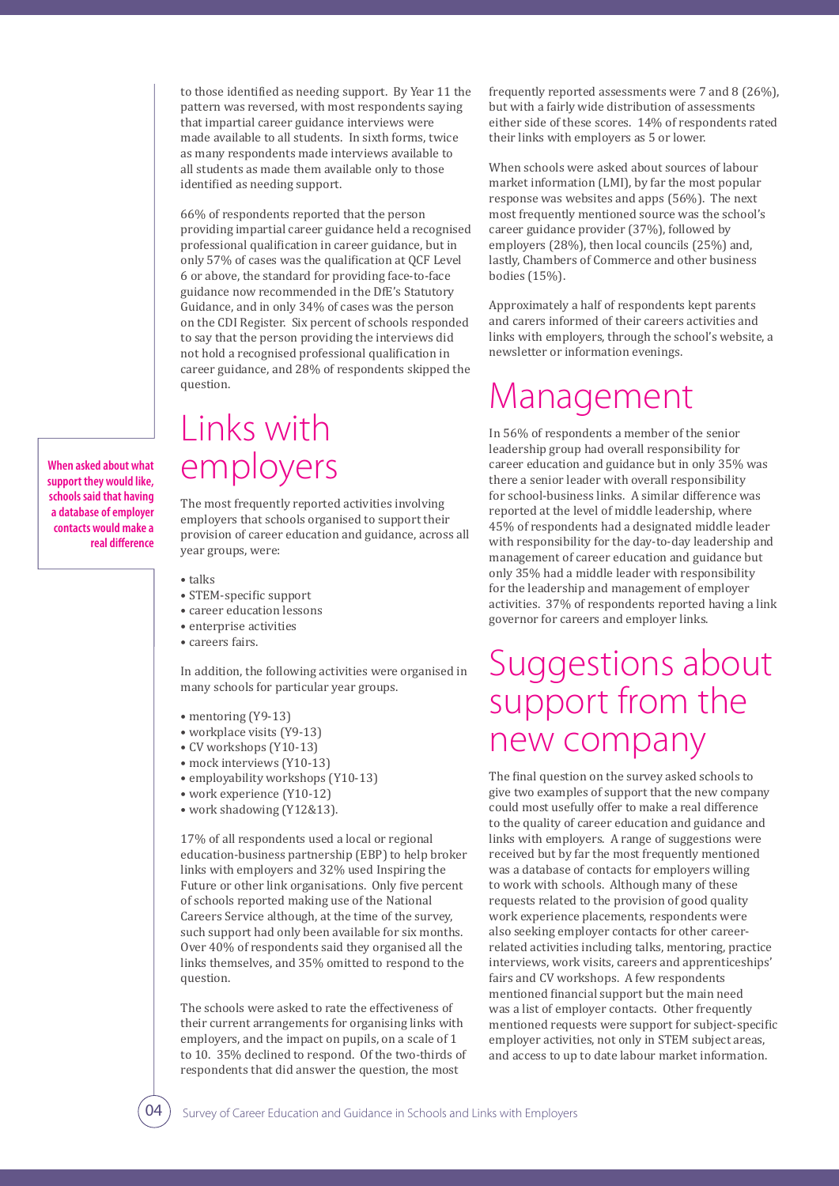to those identified as needing support. By Year 11 the pattern was reversed, with most respondents saying that impartial career guidance interviews were made available to all students. In sixth forms, twice as many respondents made interviews available to all students as made them available only to those identified as needing support.

66% of respondents reported that the person providing impartial career guidance held a recognised professional qualification in career guidance, but in only 57% of cases was the qualification at QCF Level 6 or above, the standard for providing face-to-face guidance now recommended in the DfE's Statutory Guidance, and in only 34% of cases was the person on the CDI Register. Six percent of schools responded to say that the person providing the interviews did not hold a recognised professional qualification in career guidance, and 28% of respondents skipped the question.

## Links with employers

**When asked about what support they would like, schools said that having a database of employer contacts would make a real difference**

The most frequently reported activities involving employers that schools organised to support their provision of career education and guidance, across all year groups, were:

- talks
- STEM-specific support
- career education lessons
- enterprise activities
- careers fairs.

In addition, the following activities were organised in many schools for particular year groups.

- mentoring (Y9-13)
- workplace visits (Y9-13)
- CV workshops (Y10-13)
- mock interviews (Y10-13)
- employability workshops (Y10-13)
- work experience (Y10-12)
- work shadowing (Y12&13).

17% of all respondents used a local or regional education-business partnership (EBP) to help broker links with employers and 32% used Inspiring the Future or other link organisations. Only five percent of schools reported making use of the National Careers Service although, at the time of the survey, such support had only been available for six months. Over 40% of respondents said they organised all the links themselves, and 35% omitted to respond to the question.

The schools were asked to rate the effectiveness of their current arrangements for organising links with employers, and the impact on pupils, on a scale of 1 to 10. 35% declined to respond. Of the two-thirds of respondents that did answer the question, the most frequently reported assessments were 7 and 8 (26%), but with a fairly wide distribution of assessments either side of these scores. 14% of respondents rated their links with employers as 5 or lower.

When schools were asked about sources of labour market information (LMI), by far the most popular response was websites and apps (56%). The next most frequently mentioned source was the school's career guidance provider (37%), followed by employers (28%), then local councils (25%) and, lastly, Chambers of Commerce and other business bodies (15%).

Approximately a half of respondents kept parents and carers informed of their careers activities and links with employers, through the school's website, a newsletter or information evenings.

## Management

In 56% of respondents a member of the senior leadership group had overall responsibility for career education and guidance but in only 35% was there a senior leader with overall responsibility for school-business links. A similar difference was reported at the level of middle leadership, where 45% of respondents had a designated middle leader with responsibility for the day-to-day leadership and management of career education and guidance but only 35% had a middle leader with responsibility for the leadership and management of employer activities. 37% of respondents reported having a link governor for careers and employer links.

## Suggestions about support from the new company

The final question on the survey asked schools to give two examples of support that the new company could most usefully offer to make a real difference to the quality of career education and guidance and links with employers. A range of suggestions were received but by far the most frequently mentioned was a database of contacts for employers willing to work with schools. Although many of these requests related to the provision of good quality work experience placements, respondents were also seeking employer contacts for other career-related activities including talks, mentoring, practice interviews, work visits, careers and apprenticeships' fairs and CV workshops. A few respondents mentioned financial support but the main need was a list of employer contacts. Other frequently mentioned requests were support for subject-specific employer activities, not only in STEM subject areas, and access to up to date labour market information.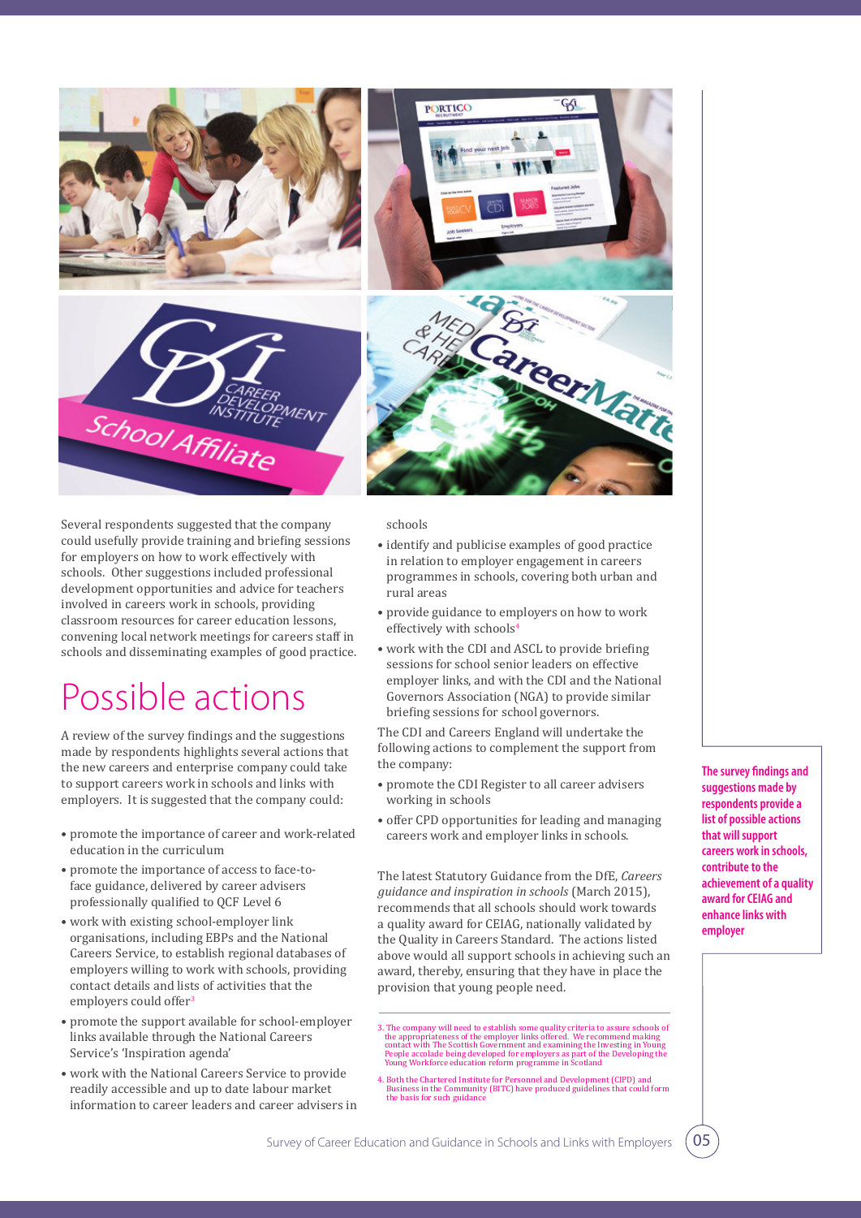Several respondents suggested that the company could usefully provide training and briefing sessions for employers on how to work effectively with schools. Other suggestions included professional development opportunities and advice for teachers involved in careers work in schools, providing classroom resources for career education lessons, convening local network meetings for careers staff in schools and disseminating examples of good practice.

# Possible actions

A review of the survey findings and the suggestions made by respondents highlights several actions that the new careers and enterprise company could take to support careers work in schools and links with employers. It is suggested that the company could:

- promote the importance of career and work-related education in the curriculum
- promote the importance of access to face-to-face guidance, delivered by career advisers professionally qualified to QCF Level 6
- work with existing school-employer link organisations, including EBPs and the National Careers Service, to establish regional databases of employers willing to work with schools, providing contact details and lists of activities that the employers could offer[3]
- promote the support available for school-employer links available through the National Careers Service's 'Inspiration agenda'
- work with the National Careers Service to provide readily accessible and up to date labour market information to career leaders and career advisers in schools
- identify and publicise examples of good practice in relation to employer engagement in careers programmes in schools, covering both urban and rural areas
- provide guidance to employers on how to work effectively with schools[4]
- work with the CDI and ASCL to provide briefing sessions for school senior leaders on effective employer links, and with the CDI and the National Governors Association (NGA) to provide similar briefing sessions for school governors.

The CDI and Careers England will undertake the following actions to complement the support from the company:

- promote the CDI Register to all career advisers working in schools
- offer CPD opportunities for leading and managing careers work and employer links in schools.

The latest Statutory Guidance from the DfE, *Careers guidance and inspiration in schools* (March 2015), recommends that all schools should work towards a quality award for CEIAG, nationally validated by the Quality in Careers Standard. The actions listed above would all support schools in achieving such an award, thereby, ensuring that they have in place the provision that young people need.

**The survey findings and suggestions made by respondents provide a list of possible actions that will support careers work in schools, contribute to the achievement of a quality award for CEIAG and enhance links with employer**

3. The company will need to establish some quality criteria to assure schools of the appropriateness of the employer links offered. We recommend making contact with The Scottish Government and examining the Investing in Young People accolade being developed for employers as part of the Developing the Young Workforce education reform programme in Scotland

4. Both the Chartered Institute for Personnel and Development (CIPD) and Business in the Community (BITC) have produced guidelines that could form the basis for such guidance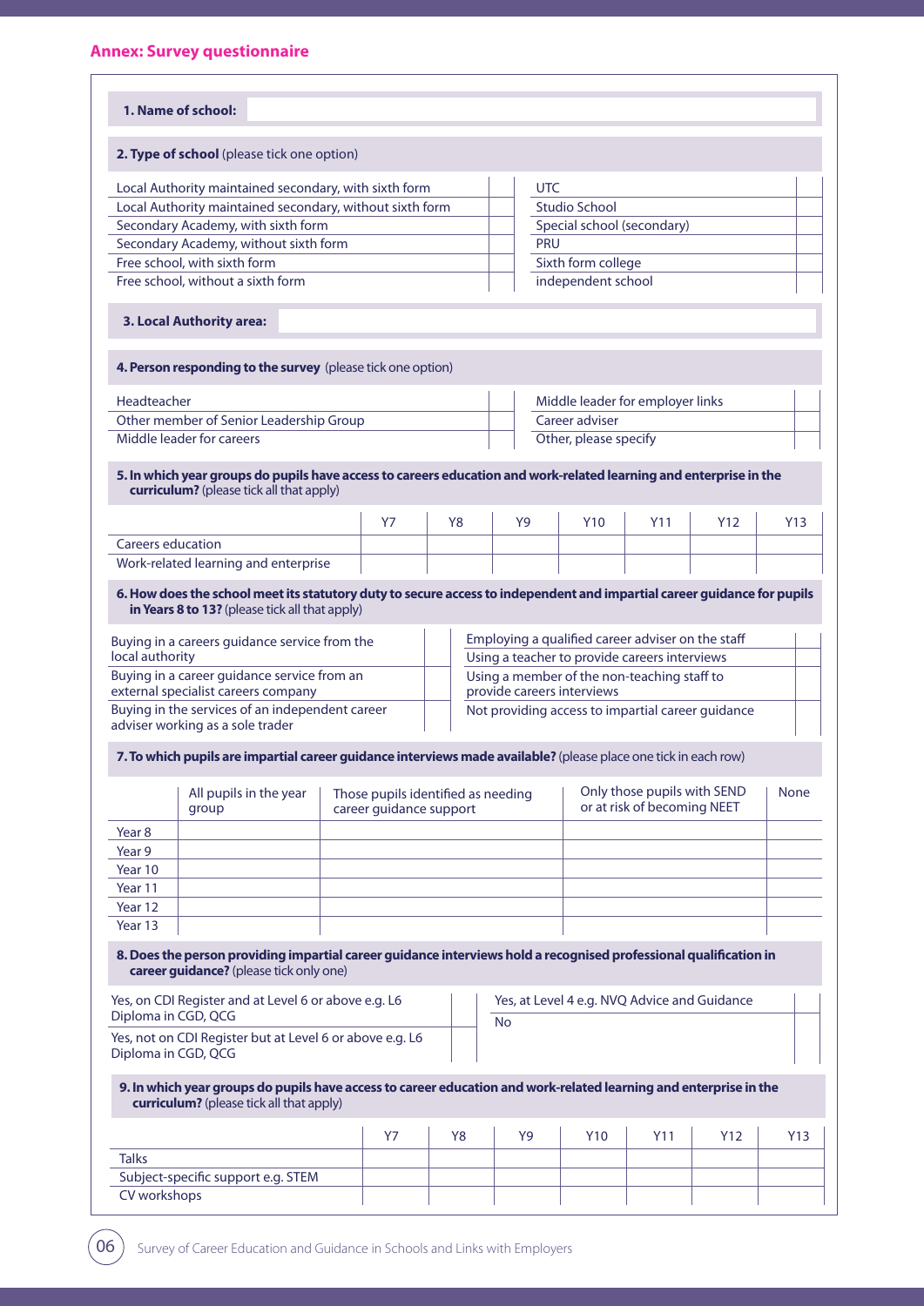## Annex: Survey questionnaire

**1. Name of school:**

**2. Type of school** (please tick one option)

| | | | |
|---|---|---|---|
| Local Authority maintained secondary, with sixth form | | UTC | |
| Local Authority maintained secondary, without sixth form | | Studio School | |
| Secondary Academy, with sixth form | | Special school (secondary) | |
| Secondary Academy, without sixth form | | PRU | |
| Free school, with sixth form | | Sixth form college | |
| Free school, without a sixth form | | independent school | |

**3. Local Authority area:**

**4. Person responding to the survey** (please tick one option)

| | | | |
|---|---|---|---|
| Headteacher | | Middle leader for employer links | |
| Other member of Senior Leadership Group | | Career adviser | |
| Middle leader for careers | | Other, please specify | |

**5. In which year groups do pupils have access to careers education and work-related learning and enterprise in the curriculum?** (please tick all that apply)

| | Y7 | Y8 | Y9 | Y10 | Y11 | Y12 | Y13 |
|---|---|---|---|---|---|---|---|
| Careers education | | | | | | | |
| Work-related learning and enterprise | | | | | | | |

**6. How does the school meet its statutory duty to secure access to independent and impartial career guidance for pupils in Years 8 to 13?** (please tick all that apply)

| | | | |
|---|---|---|---|
| Buying in a careers guidance service from the local authority | | Employing a qualified career adviser on the staff | |
| | | Using a teacher to provide careers interviews | |
| Buying in a career guidance service from an external specialist careers company | | Using a member of the non-teaching staff to provide careers interviews | |
| Buying in the services of an independent career adviser working as a sole trader | | Not providing access to impartial career guidance | |

**7. To which pupils are impartial career guidance interviews made available?** (please place one tick in each row)

| | All pupils in the year group | Those pupils identified as needing career guidance support | Only those pupils with SEND or at risk of becoming NEET | None |
|---|---|---|---|---|
| Year 8 | | | | |
| Year 9 | | | | |
| Year 10 | | | | |
| Year 11 | | | | |
| Year 12 | | | | |
| Year 13 | | | | |

**8. Does the person providing impartial career guidance interviews hold a recognised professional qualification in career guidance?** (please tick only one)

| | | | |
|---|---|---|---|
| Yes, on CDI Register and at Level 6 or above e.g. L6 Diploma in CGD, QCG | | Yes, at Level 4 e.g. NVQ Advice and Guidance | |
| Yes, not on CDI Register but at Level 6 or above e.g. L6 Diploma in CGD, QCG | | No | |

**9. In which year groups do pupils have access to career education and work-related learning and enterprise in the curriculum?** (please tick all that apply)

| | Y7 | Y8 | Y9 | Y10 | Y11 | Y12 | Y13 |
|---|---|---|---|---|---|---|---|
| Talks | | | | | | | |
| Subject-specific support e.g. STEM | | | | | | | |
| CV workshops | | | | | | | |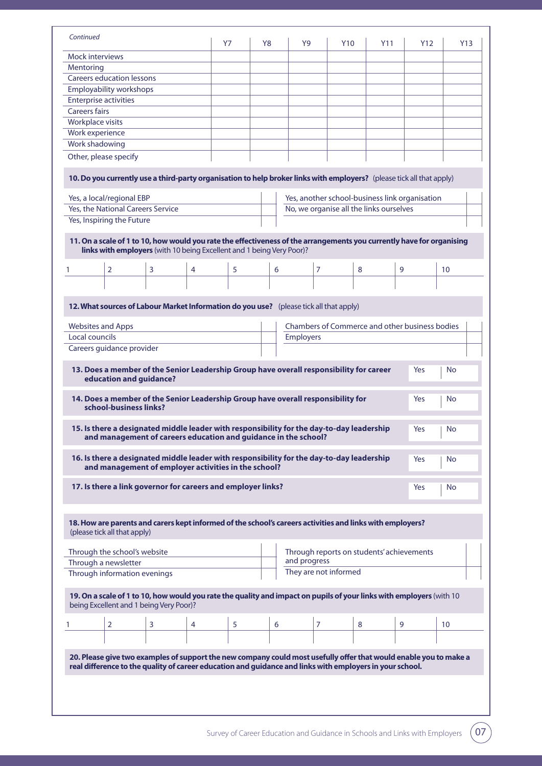*Continued*

| | Y7 | Y8 | Y9 | Y10 | Y11 | Y12 | Y13 |
|---|---|---|---|---|---|---|---|
| Mock interviews | | | | | | | |
| Mentoring | | | | | | | |
| Careers education lessons | | | | | | | |
| Employability workshops | | | | | | | |
| Enterprise activities | | | | | | | |
| Careers fairs | | | | | | | |
| Workplace visits | | | | | | | |
| Work experience | | | | | | | |
| Work shadowing | | | | | | | |
| Other, please specify | | | | | | | |

**10. Do you currently use a third-party organisation to help broker links with employers?** (please tick all that apply)

| | | | |
|---|---|---|---|
| Yes, a local/regional EBP | | Yes, another school-business link organisation | |
| Yes, the National Careers Service | | No, we organise all the links ourselves | |
| Yes, Inspiring the Future | | | |

**11. On a scale of 1 to 10, how would you rate the effectiveness of the arrangements you currently have for organising links with employers** (with 10 being Excellent and 1 being Very Poor)?

| 1 | 2 | 3 | 4 | 5 | 6 | 7 | 8 | 9 | 10 |
|---|---|---|---|---|---|---|---|---|---|
| | | | | | | | | | |

**12. What sources of Labour Market Information do you use?** (please tick all that apply)

| | | | |
|---|---|---|---|
| Websites and Apps | | Chambers of Commerce and other business bodies | |
| Local councils | | Employers | |
| Careers guidance provider | | | |

**13. Does a member of the Senior Leadership Group have overall responsibility for career education and guidance?** Yes | No

**14. Does a member of the Senior Leadership Group have overall responsibility for school-business links?** Yes | No

**15. Is there a designated middle leader with responsibility for the day-to-day leadership and management of careers education and guidance in the school?** Yes | No

**16. Is there a designated middle leader with responsibility for the day-to-day leadership and management of employer activities in the school?** Yes | No

**17. Is there a link governor for careers and employer links?** Yes | No

**18. How are parents and carers kept informed of the school's careers activities and links with employers?** (please tick all that apply)

| | | | |
|---|---|---|---|
| Through the school's website | | Through reports on students' achievements and progress | |
| Through a newsletter | | | |
| Through information evenings | | They are not informed | |

**19. On a scale of 1 to 10, how would you rate the quality and impact on pupils of your links with employers** (with 10 being Excellent and 1 being Very Poor)?

| 1 | 2 | 3 | 4 | 5 | 6 | 7 | 8 | 9 | 10 |
|---|---|---|---|---|---|---|---|---|---|
| | | | | | | | | | |

**20. Please give two examples of support the new company could most usefully offer that would enable you to make a real difference to the quality of career education and guidance and links with employers in your school.**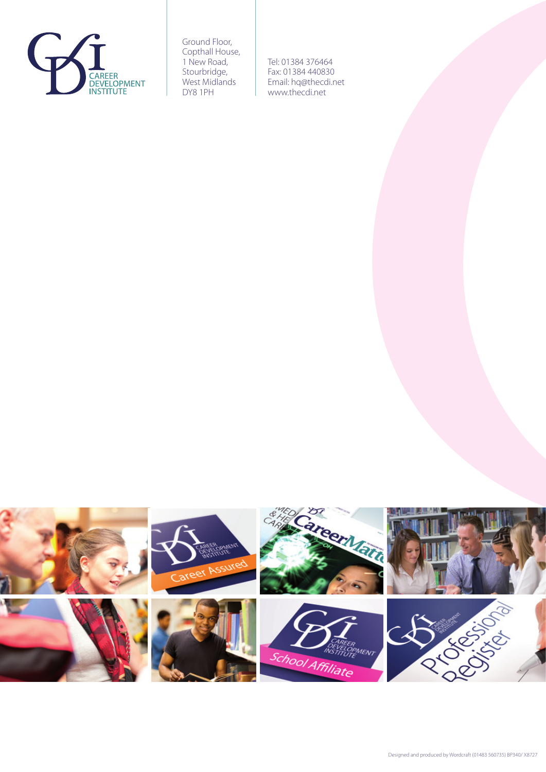CAREER DEVELOPMENT INSTITUTE

Ground Floor,
Copthall House,
1 New Road,
Stourbridge,
West Midlands
DY8 1PH

Tel: 01384 376464
Fax: 01384 440830
Email: hq@thecdi.net
www.thecdi.net

Designed and produced by Wordcraft (01483 560735) BP340/ X8727